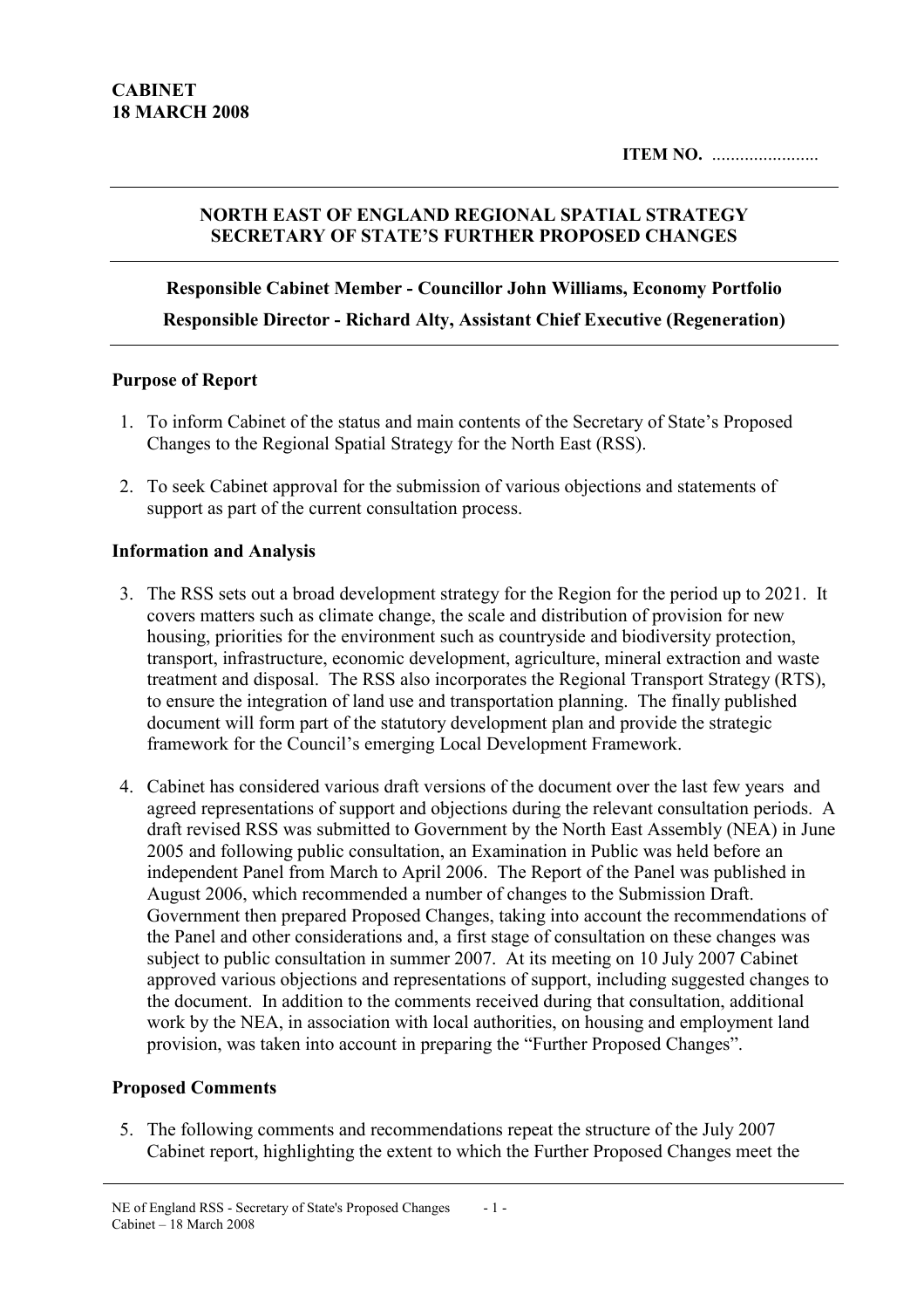**CABINET**
**18 MARCH 2008**

**ITEM NO.** .......................

**NORTH EAST OF ENGLAND REGIONAL SPATIAL STRATEGY**
**SECRETARY OF STATE'S FURTHER PROPOSED CHANGES**

**Responsible Cabinet Member - Councillor John Williams, Economy Portfolio**

**Responsible Director - Richard Alty, Assistant Chief Executive (Regeneration)**

## Purpose of Report

1. To inform Cabinet of the status and main contents of the Secretary of State's Proposed Changes to the Regional Spatial Strategy for the North East (RSS).

2. To seek Cabinet approval for the submission of various objections and statements of support as part of the current consultation process.

## Information and Analysis

3. The RSS sets out a broad development strategy for the Region for the period up to 2021. It covers matters such as climate change, the scale and distribution of provision for new housing, priorities for the environment such as countryside and biodiversity protection, transport, infrastructure, economic development, agriculture, mineral extraction and waste treatment and disposal. The RSS also incorporates the Regional Transport Strategy (RTS), to ensure the integration of land use and transportation planning. The finally published document will form part of the statutory development plan and provide the strategic framework for the Council's emerging Local Development Framework.

4. Cabinet has considered various draft versions of the document over the last few years and agreed representations of support and objections during the relevant consultation periods. A draft revised RSS was submitted to Government by the North East Assembly (NEA) in June 2005 and following public consultation, an Examination in Public was held before an independent Panel from March to April 2006. The Report of the Panel was published in August 2006, which recommended a number of changes to the Submission Draft. Government then prepared Proposed Changes, taking into account the recommendations of the Panel and other considerations and, a first stage of consultation on these changes was subject to public consultation in summer 2007. At its meeting on 10 July 2007 Cabinet approved various objections and representations of support, including suggested changes to the document. In addition to the comments received during that consultation, additional work by the NEA, in association with local authorities, on housing and employment land provision, was taken into account in preparing the "Further Proposed Changes".

## Proposed Comments

5. The following comments and recommendations repeat the structure of the July 2007 Cabinet report, highlighting the extent to which the Further Proposed Changes meet the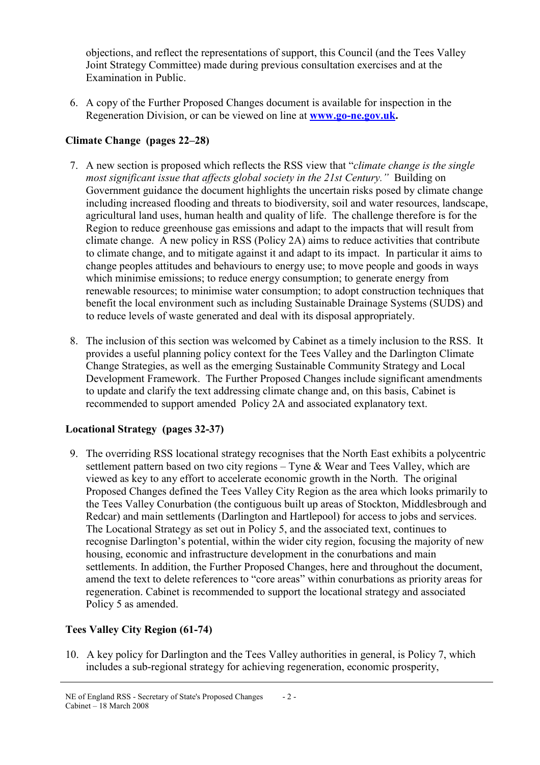objections, and reflect the representations of support, this Council (and the Tees Valley Joint Strategy Committee) made during previous consultation exercises and at the Examination in Public.

6. A copy of the Further Proposed Changes document is available for inspection in the Regeneration Division, or can be viewed on line at **www.go-ne.gov.uk**.

**Climate Change (pages 22–28)**

7. A new section is proposed which reflects the RSS view that "*climate change is the single most significant issue that affects global society in the 21st Century.*" Building on Government guidance the document highlights the uncertain risks posed by climate change including increased flooding and threats to biodiversity, soil and water resources, landscape, agricultural land uses, human health and quality of life. The challenge therefore is for the Region to reduce greenhouse gas emissions and adapt to the impacts that will result from climate change. A new policy in RSS (Policy 2A) aims to reduce activities that contribute to climate change, and to mitigate against it and adapt to its impact. In particular it aims to change peoples attitudes and behaviours to energy use; to move people and goods in ways which minimise emissions; to reduce energy consumption; to generate energy from renewable resources; to minimise water consumption; to adopt construction techniques that benefit the local environment such as including Sustainable Drainage Systems (SUDS) and to reduce levels of waste generated and deal with its disposal appropriately.

8. The inclusion of this section was welcomed by Cabinet as a timely inclusion to the RSS. It provides a useful planning policy context for the Tees Valley and the Darlington Climate Change Strategies, as well as the emerging Sustainable Community Strategy and Local Development Framework. The Further Proposed Changes include significant amendments to update and clarify the text addressing climate change and, on this basis, Cabinet is recommended to support amended Policy 2A and associated explanatory text.

**Locational Strategy (pages 32-37)**

9. The overriding RSS locational strategy recognises that the North East exhibits a polycentric settlement pattern based on two city regions – Tyne & Wear and Tees Valley, which are viewed as key to any effort to accelerate economic growth in the North. The original Proposed Changes defined the Tees Valley City Region as the area which looks primarily to the Tees Valley Conurbation (the contiguous built up areas of Stockton, Middlesbrough and Redcar) and main settlements (Darlington and Hartlepool) for access to jobs and services. The Locational Strategy as set out in Policy 5, and the associated text, continues to recognise Darlington's potential, within the wider city region, focusing the majority of new housing, economic and infrastructure development in the conurbations and main settlements. In addition, the Further Proposed Changes, here and throughout the document, amend the text to delete references to "core areas" within conurbations as priority areas for regeneration. Cabinet is recommended to support the locational strategy and associated Policy 5 as amended.

**Tees Valley City Region (61-74)**

10. A key policy for Darlington and the Tees Valley authorities in general, is Policy 7, which includes a sub-regional strategy for achieving regeneration, economic prosperity,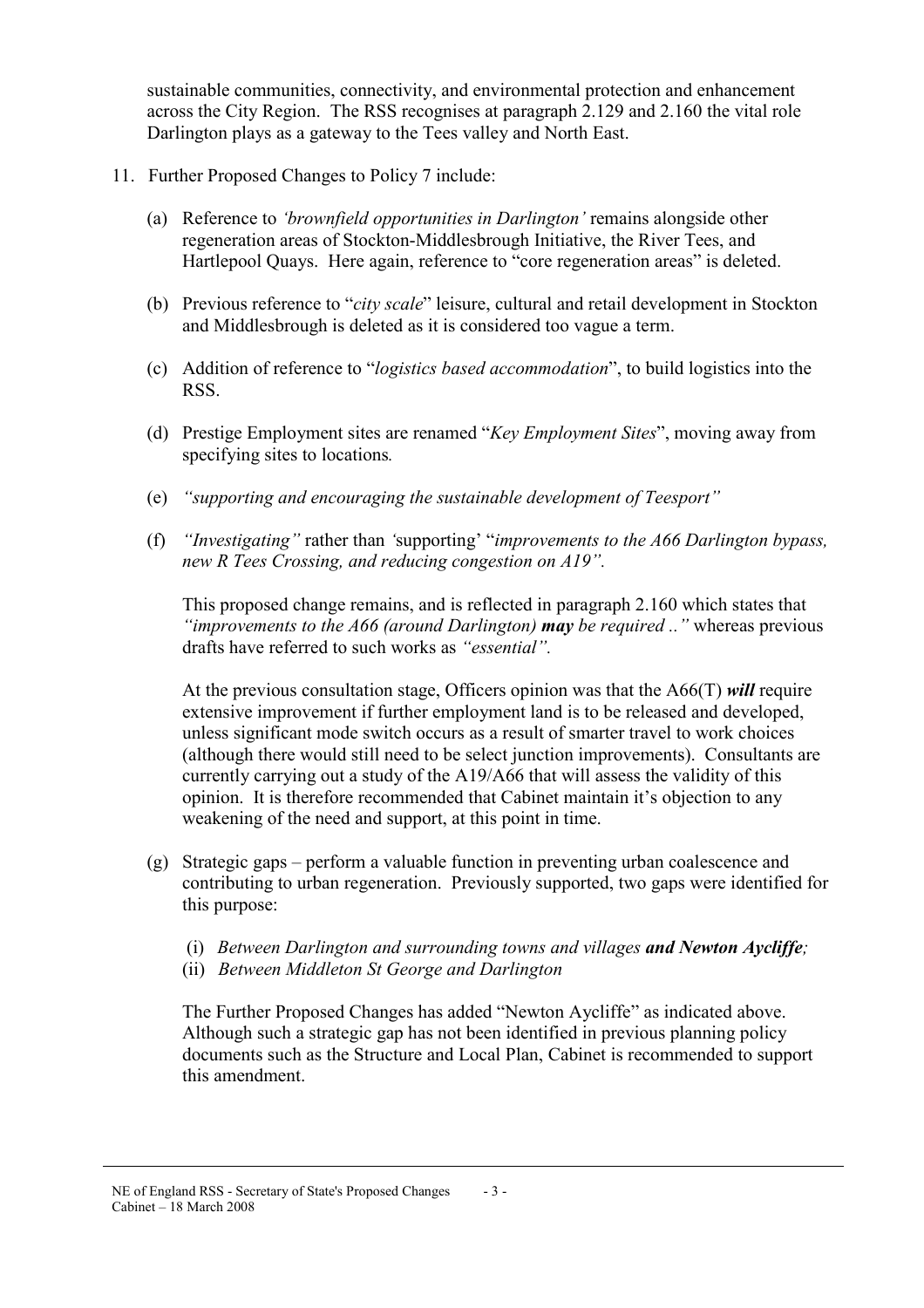sustainable communities, connectivity, and environmental protection and enhancement across the City Region. The RSS recognises at paragraph 2.129 and 2.160 the vital role Darlington plays as a gateway to the Tees valley and North East.

11. Further Proposed Changes to Policy 7 include:

    (a) Reference to *'brownfield opportunities in Darlington'* remains alongside other regeneration areas of Stockton-Middlesbrough Initiative, the River Tees, and Hartlepool Quays. Here again, reference to "core regeneration areas" is deleted.

    (b) Previous reference to "*city scale*" leisure, cultural and retail development in Stockton and Middlesbrough is deleted as it is considered too vague a term.

    (c) Addition of reference to "*logistics based accommodation*", to build logistics into the RSS.

    (d) Prestige Employment sites are renamed "*Key Employment Sites*", moving away from specifying sites to locations.

    (e) *"supporting and encouraging the sustainable development of Teesport"*

    (f) *"Investigating"* rather than *'*supporting' "*improvements to the A66 Darlington bypass, new R Tees Crossing, and reducing congestion on A19"*.

    This proposed change remains, and is reflected in paragraph 2.160 which states that *"improvements to the A66 (around Darlington)* ***may*** *be required .."* whereas previous drafts have referred to such works as *"essential"*.

    At the previous consultation stage, Officers opinion was that the A66(T) ***will*** require extensive improvement if further employment land is to be released and developed, unless significant mode switch occurs as a result of smarter travel to work choices (although there would still need to be select junction improvements). Consultants are currently carrying out a study of the A19/A66 that will assess the validity of this opinion. It is therefore recommended that Cabinet maintain it's objection to any weakening of the need and support, at this point in time.

    (g) Strategic gaps – perform a valuable function in preventing urban coalescence and contributing to urban regeneration. Previously supported, two gaps were identified for this purpose:

    (i) *Between Darlington and surrounding towns and villages* ***and Newton Aycliffe****;*
    (ii) *Between Middleton St George and Darlington*

    The Further Proposed Changes has added "Newton Aycliffe" as indicated above. Although such a strategic gap has not been identified in previous planning policy documents such as the Structure and Local Plan, Cabinet is recommended to support this amendment.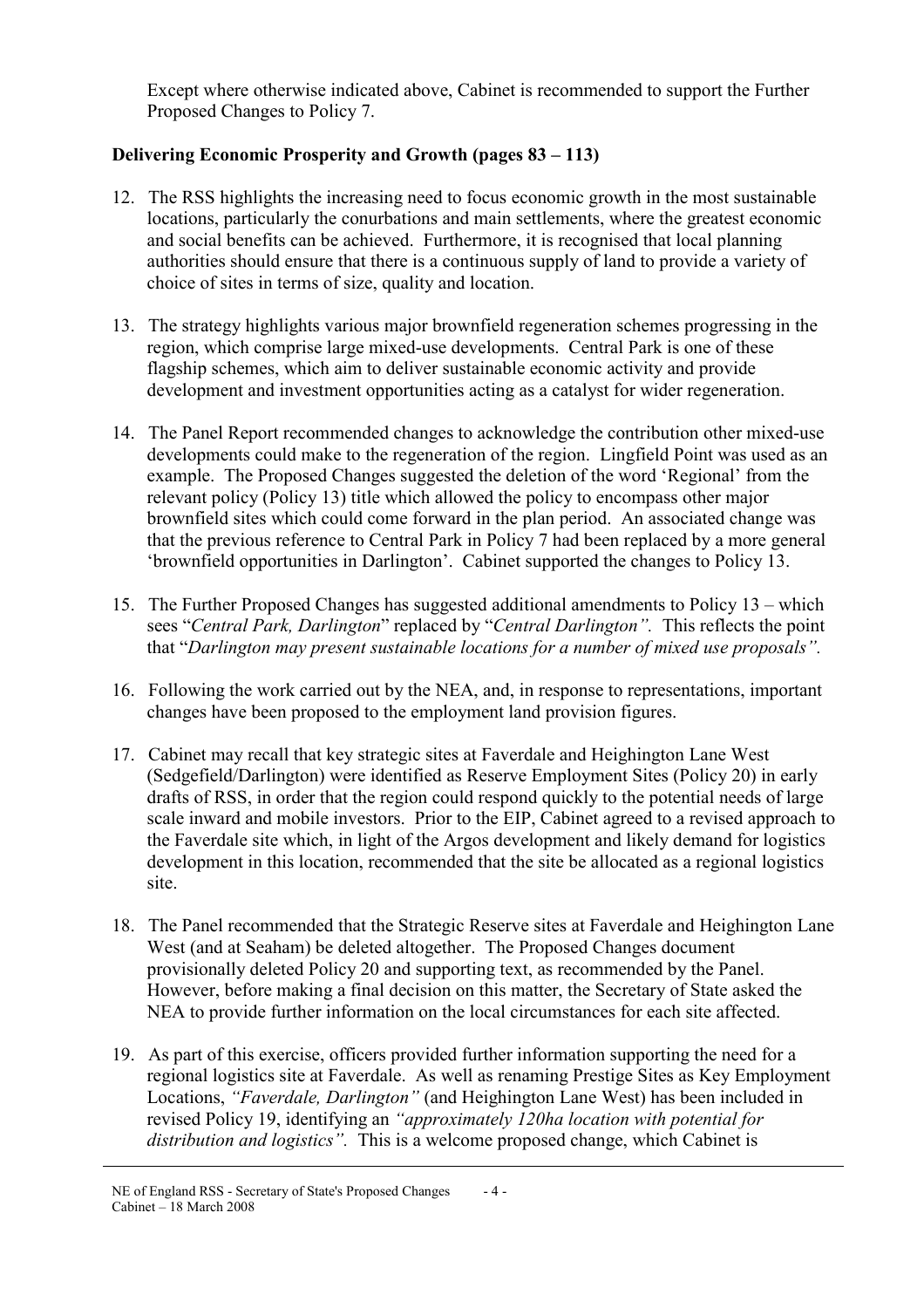Except where otherwise indicated above, Cabinet is recommended to support the Further Proposed Changes to Policy 7.

**Delivering Economic Prosperity and Growth (pages 83 – 113)**

12. The RSS highlights the increasing need to focus economic growth in the most sustainable locations, particularly the conurbations and main settlements, where the greatest economic and social benefits can be achieved. Furthermore, it is recognised that local planning authorities should ensure that there is a continuous supply of land to provide a variety of choice of sites in terms of size, quality and location.

13. The strategy highlights various major brownfield regeneration schemes progressing in the region, which comprise large mixed-use developments. Central Park is one of these flagship schemes, which aim to deliver sustainable economic activity and provide development and investment opportunities acting as a catalyst for wider regeneration.

14. The Panel Report recommended changes to acknowledge the contribution other mixed-use developments could make to the regeneration of the region. Lingfield Point was used as an example. The Proposed Changes suggested the deletion of the word 'Regional' from the relevant policy (Policy 13) title which allowed the policy to encompass other major brownfield sites which could come forward in the plan period. An associated change was that the previous reference to Central Park in Policy 7 had been replaced by a more general 'brownfield opportunities in Darlington'. Cabinet supported the changes to Policy 13.

15. The Further Proposed Changes has suggested additional amendments to Policy 13 – which sees "*Central Park, Darlington*" replaced by "*Central Darlington".* This reflects the point that "*Darlington may present sustainable locations for a number of mixed use proposals".*

16. Following the work carried out by the NEA, and, in response to representations, important changes have been proposed to the employment land provision figures.

17. Cabinet may recall that key strategic sites at Faverdale and Heighington Lane West (Sedgefield/Darlington) were identified as Reserve Employment Sites (Policy 20) in early drafts of RSS, in order that the region could respond quickly to the potential needs of large scale inward and mobile investors. Prior to the EIP, Cabinet agreed to a revised approach to the Faverdale site which, in light of the Argos development and likely demand for logistics development in this location, recommended that the site be allocated as a regional logistics site.

18. The Panel recommended that the Strategic Reserve sites at Faverdale and Heighington Lane West (and at Seaham) be deleted altogether. The Proposed Changes document provisionally deleted Policy 20 and supporting text, as recommended by the Panel. However, before making a final decision on this matter, the Secretary of State asked the NEA to provide further information on the local circumstances for each site affected.

19. As part of this exercise, officers provided further information supporting the need for a regional logistics site at Faverdale. As well as renaming Prestige Sites as Key Employment Locations, *"Faverdale, Darlington"* (and Heighington Lane West) has been included in revised Policy 19, identifying an *"approximately 120ha location with potential for distribution and logistics".* This is a welcome proposed change, which Cabinet is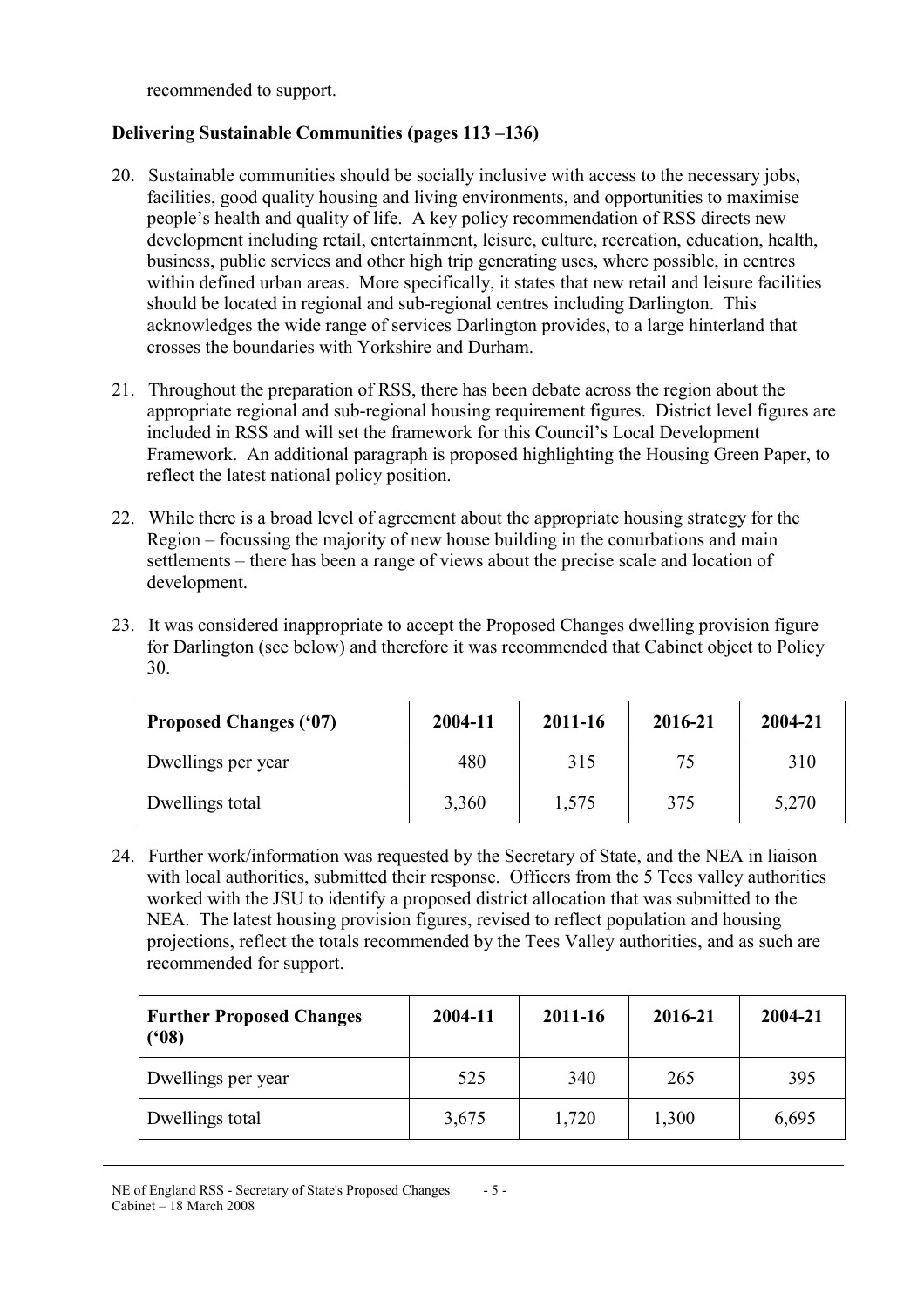recommended to support.

**Delivering Sustainable Communities (pages 113 –136)**

20. Sustainable communities should be socially inclusive with access to the necessary jobs, facilities, good quality housing and living environments, and opportunities to maximise people's health and quality of life. A key policy recommendation of RSS directs new development including retail, entertainment, leisure, culture, recreation, education, health, business, public services and other high trip generating uses, where possible, in centres within defined urban areas. More specifically, it states that new retail and leisure facilities should be located in regional and sub-regional centres including Darlington. This acknowledges the wide range of services Darlington provides, to a large hinterland that crosses the boundaries with Yorkshire and Durham.

21. Throughout the preparation of RSS, there has been debate across the region about the appropriate regional and sub-regional housing requirement figures. District level figures are included in RSS and will set the framework for this Council's Local Development Framework. An additional paragraph is proposed highlighting the Housing Green Paper, to reflect the latest national policy position.

22. While there is a broad level of agreement about the appropriate housing strategy for the Region – focussing the majority of new house building in the conurbations and main settlements – there has been a range of views about the precise scale and location of development.

23. It was considered inappropriate to accept the Proposed Changes dwelling provision figure for Darlington (see below) and therefore it was recommended that Cabinet object to Policy 30.

| **Proposed Changes ('07)** | **2004-11** | **2011-16** | **2016-21** | **2004-21** |
|---|---|---|---|---|
| Dwellings per year | 480 | 315 | 75 | 310 |
| Dwellings total | 3,360 | 1,575 | 375 | 5,270 |

24. Further work/information was requested by the Secretary of State, and the NEA in liaison with local authorities, submitted their response. Officers from the 5 Tees valley authorities worked with the JSU to identify a proposed district allocation that was submitted to the NEA. The latest housing provision figures, revised to reflect population and housing projections, reflect the totals recommended by the Tees Valley authorities, and as such are recommended for support.

| **Further Proposed Changes ('08)** | **2004-11** | **2011-16** | **2016-21** | **2004-21** |
|---|---|---|---|---|
| Dwellings per year | 525 | 340 | 265 | 395 |
| Dwellings total | 3,675 | 1,720 | 1,300 | 6,695 |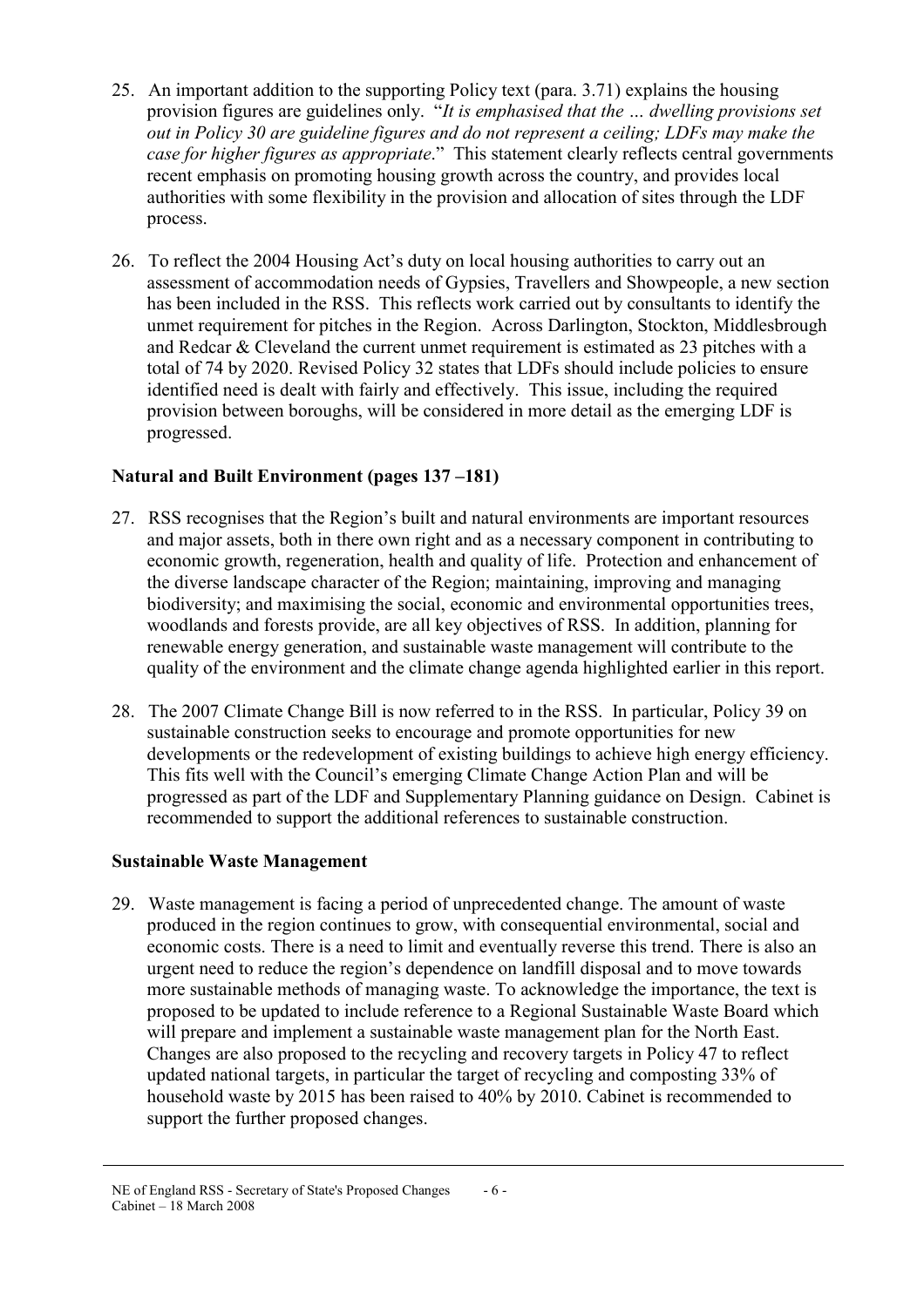25. An important addition to the supporting Policy text (para. 3.71) explains the housing provision figures are guidelines only. "*It is emphasised that the … dwelling provisions set out in Policy 30 are guideline figures and do not represent a ceiling; LDFs may make the case for higher figures as appropriate*." This statement clearly reflects central governments recent emphasis on promoting housing growth across the country, and provides local authorities with some flexibility in the provision and allocation of sites through the LDF process.

26. To reflect the 2004 Housing Act's duty on local housing authorities to carry out an assessment of accommodation needs of Gypsies, Travellers and Showpeople, a new section has been included in the RSS. This reflects work carried out by consultants to identify the unmet requirement for pitches in the Region. Across Darlington, Stockton, Middlesbrough and Redcar & Cleveland the current unmet requirement is estimated as 23 pitches with a total of 74 by 2020. Revised Policy 32 states that LDFs should include policies to ensure identified need is dealt with fairly and effectively. This issue, including the required provision between boroughs, will be considered in more detail as the emerging LDF is progressed.

**Natural and Built Environment (pages 137 –181)**

27. RSS recognises that the Region's built and natural environments are important resources and major assets, both in there own right and as a necessary component in contributing to economic growth, regeneration, health and quality of life. Protection and enhancement of the diverse landscape character of the Region; maintaining, improving and managing biodiversity; and maximising the social, economic and environmental opportunities trees, woodlands and forests provide, are all key objectives of RSS. In addition, planning for renewable energy generation, and sustainable waste management will contribute to the quality of the environment and the climate change agenda highlighted earlier in this report.

28. The 2007 Climate Change Bill is now referred to in the RSS. In particular, Policy 39 on sustainable construction seeks to encourage and promote opportunities for new developments or the redevelopment of existing buildings to achieve high energy efficiency. This fits well with the Council's emerging Climate Change Action Plan and will be progressed as part of the LDF and Supplementary Planning guidance on Design. Cabinet is recommended to support the additional references to sustainable construction.

**Sustainable Waste Management**

29. Waste management is facing a period of unprecedented change. The amount of waste produced in the region continues to grow, with consequential environmental, social and economic costs. There is a need to limit and eventually reverse this trend. There is also an urgent need to reduce the region's dependence on landfill disposal and to move towards more sustainable methods of managing waste. To acknowledge the importance, the text is proposed to be updated to include reference to a Regional Sustainable Waste Board which will prepare and implement a sustainable waste management plan for the North East. Changes are also proposed to the recycling and recovery targets in Policy 47 to reflect updated national targets, in particular the target of recycling and composting 33% of household waste by 2015 has been raised to 40% by 2010. Cabinet is recommended to support the further proposed changes.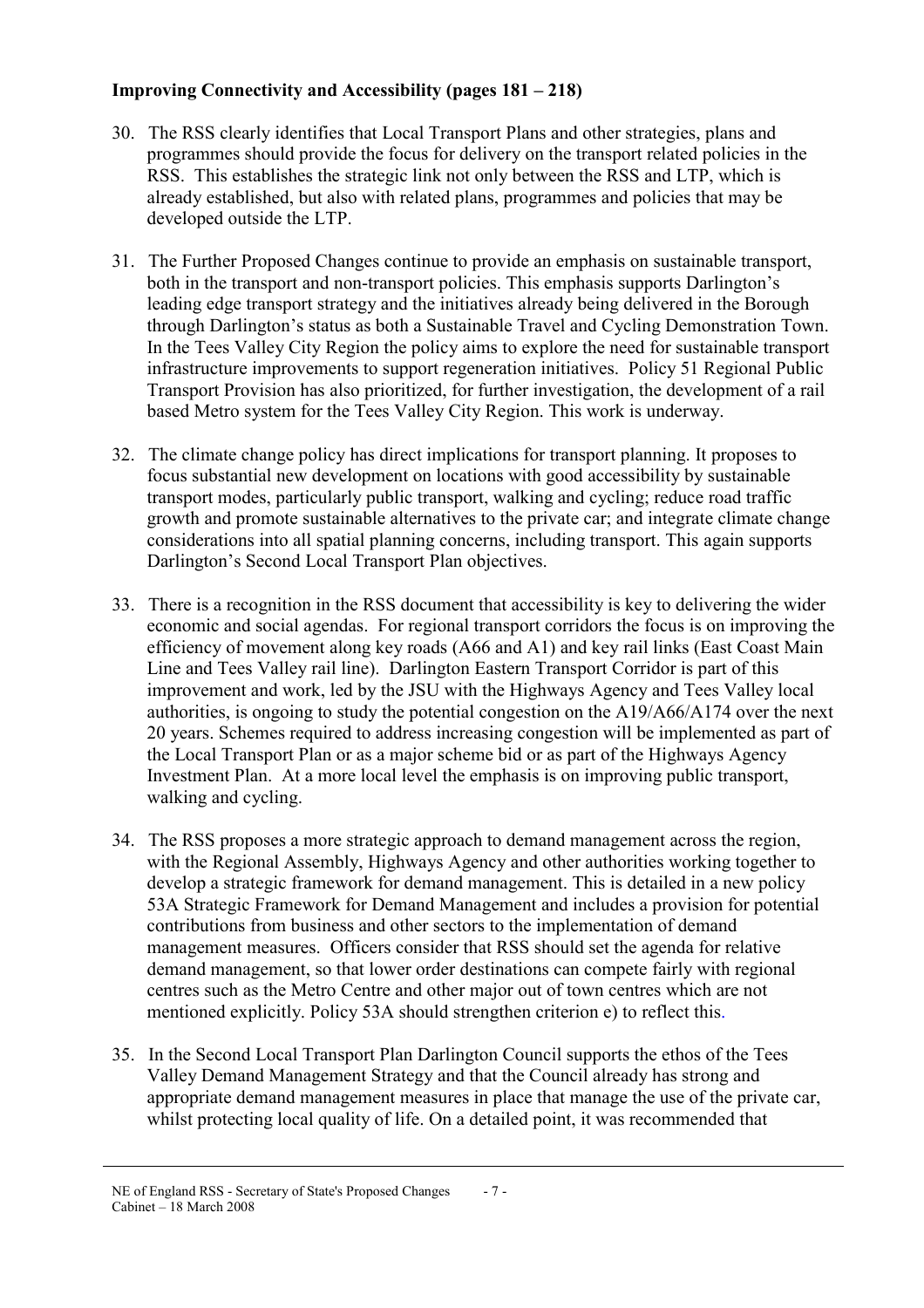**Improving Connectivity and Accessibility (pages 181 – 218)**

30. The RSS clearly identifies that Local Transport Plans and other strategies, plans and programmes should provide the focus for delivery on the transport related policies in the RSS. This establishes the strategic link not only between the RSS and LTP, which is already established, but also with related plans, programmes and policies that may be developed outside the LTP.

31. The Further Proposed Changes continue to provide an emphasis on sustainable transport, both in the transport and non-transport policies. This emphasis supports Darlington's leading edge transport strategy and the initiatives already being delivered in the Borough through Darlington's status as both a Sustainable Travel and Cycling Demonstration Town. In the Tees Valley City Region the policy aims to explore the need for sustainable transport infrastructure improvements to support regeneration initiatives. Policy 51 Regional Public Transport Provision has also prioritized, for further investigation, the development of a rail based Metro system for the Tees Valley City Region. This work is underway.

32. The climate change policy has direct implications for transport planning. It proposes to focus substantial new development on locations with good accessibility by sustainable transport modes, particularly public transport, walking and cycling; reduce road traffic growth and promote sustainable alternatives to the private car; and integrate climate change considerations into all spatial planning concerns, including transport. This again supports Darlington's Second Local Transport Plan objectives.

33. There is a recognition in the RSS document that accessibility is key to delivering the wider economic and social agendas. For regional transport corridors the focus is on improving the efficiency of movement along key roads (A66 and A1) and key rail links (East Coast Main Line and Tees Valley rail line). Darlington Eastern Transport Corridor is part of this improvement and work, led by the JSU with the Highways Agency and Tees Valley local authorities, is ongoing to study the potential congestion on the A19/A66/A174 over the next 20 years. Schemes required to address increasing congestion will be implemented as part of the Local Transport Plan or as a major scheme bid or as part of the Highways Agency Investment Plan. At a more local level the emphasis is on improving public transport, walking and cycling.

34. The RSS proposes a more strategic approach to demand management across the region, with the Regional Assembly, Highways Agency and other authorities working together to develop a strategic framework for demand management. This is detailed in a new policy 53A Strategic Framework for Demand Management and includes a provision for potential contributions from business and other sectors to the implementation of demand management measures. Officers consider that RSS should set the agenda for relative demand management, so that lower order destinations can compete fairly with regional centres such as the Metro Centre and other major out of town centres which are not mentioned explicitly. Policy 53A should strengthen criterion e) to reflect this.

35. In the Second Local Transport Plan Darlington Council supports the ethos of the Tees Valley Demand Management Strategy and that the Council already has strong and appropriate demand management measures in place that manage the use of the private car, whilst protecting local quality of life. On a detailed point, it was recommended that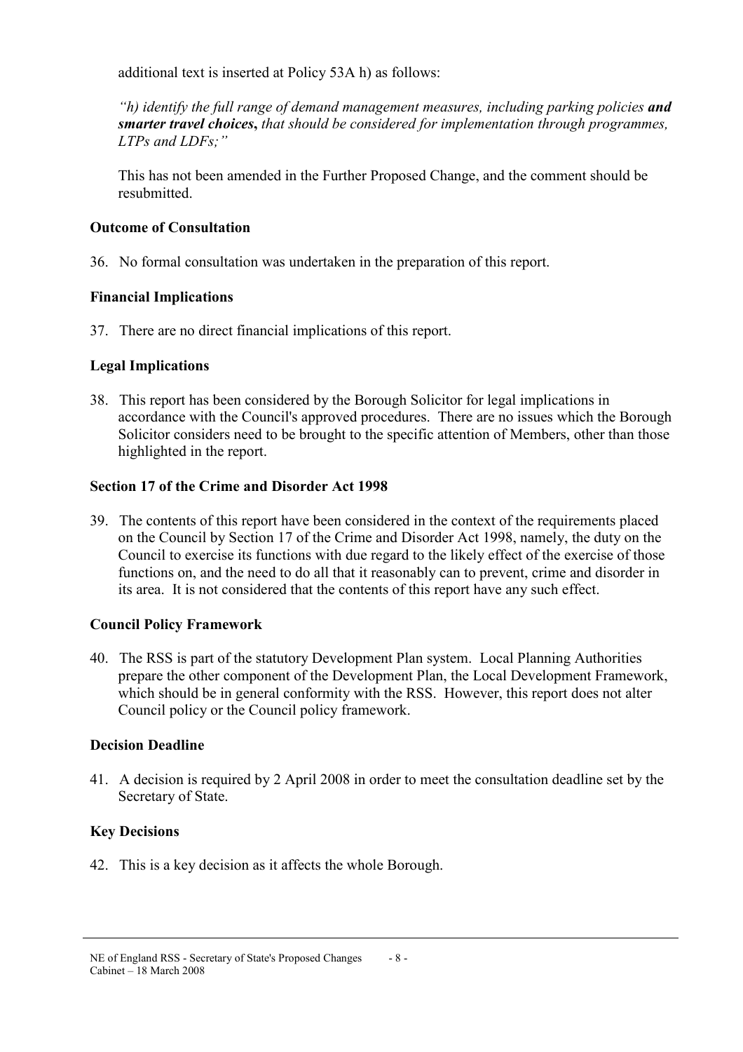additional text is inserted at Policy 53A h) as follows:

*"h) identify the full range of demand management measures, including parking policies **and smarter travel choices,** that should be considered for implementation through programmes, LTPs and LDFs;"*

This has not been amended in the Further Proposed Change, and the comment should be resubmitted.

**Outcome of Consultation**

36. No formal consultation was undertaken in the preparation of this report.

**Financial Implications**

37. There are no direct financial implications of this report.

**Legal Implications**

38. This report has been considered by the Borough Solicitor for legal implications in accordance with the Council's approved procedures. There are no issues which the Borough Solicitor considers need to be brought to the specific attention of Members, other than those highlighted in the report.

**Section 17 of the Crime and Disorder Act 1998**

39. The contents of this report have been considered in the context of the requirements placed on the Council by Section 17 of the Crime and Disorder Act 1998, namely, the duty on the Council to exercise its functions with due regard to the likely effect of the exercise of those functions on, and the need to do all that it reasonably can to prevent, crime and disorder in its area. It is not considered that the contents of this report have any such effect.

**Council Policy Framework**

40. The RSS is part of the statutory Development Plan system. Local Planning Authorities prepare the other component of the Development Plan, the Local Development Framework, which should be in general conformity with the RSS. However, this report does not alter Council policy or the Council policy framework.

**Decision Deadline**

41. A decision is required by 2 April 2008 in order to meet the consultation deadline set by the Secretary of State.

**Key Decisions**

42. This is a key decision as it affects the whole Borough.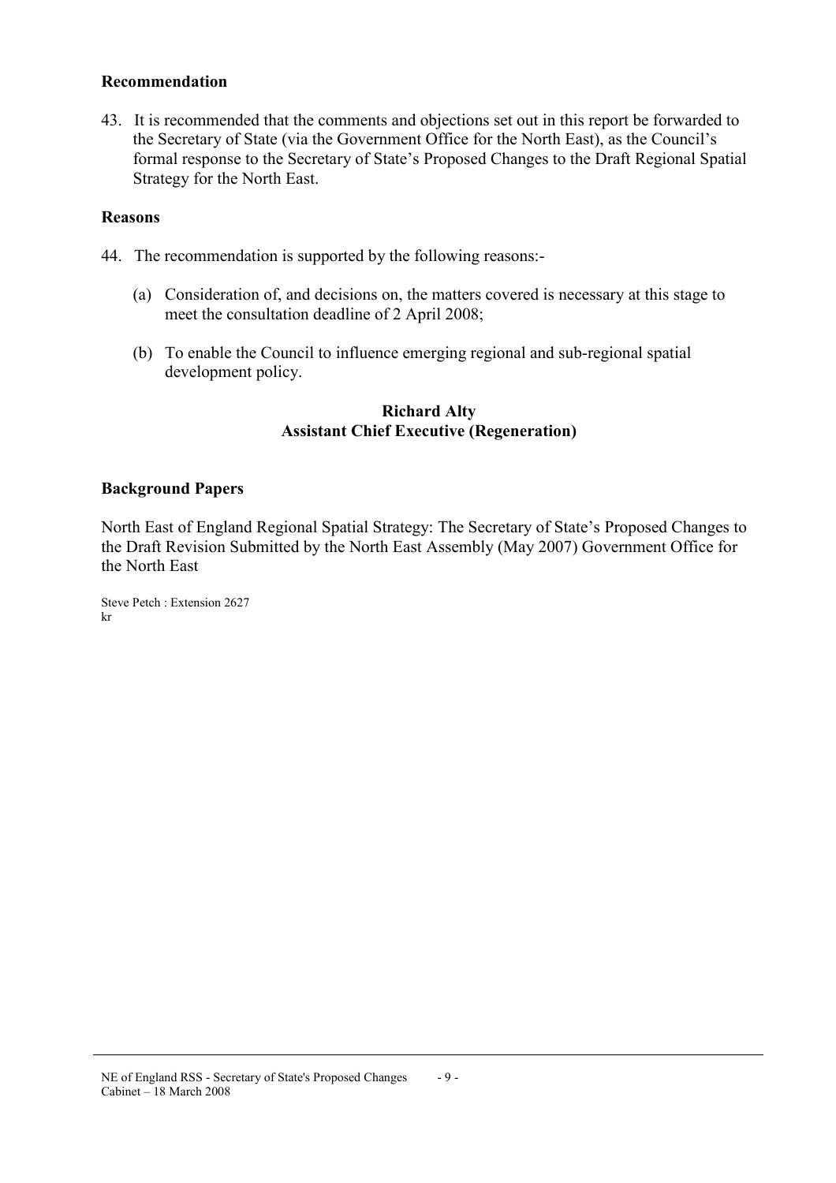**Recommendation**

43. It is recommended that the comments and objections set out in this report be forwarded to the Secretary of State (via the Government Office for the North East), as the Council's formal response to the Secretary of State's Proposed Changes to the Draft Regional Spatial Strategy for the North East.

**Reasons**

44. The recommendation is supported by the following reasons:-

    (a) Consideration of, and decisions on, the matters covered is necessary at this stage to meet the consultation deadline of 2 April 2008;

    (b) To enable the Council to influence emerging regional and sub-regional spatial development policy.

**Richard Alty**
**Assistant Chief Executive (Regeneration)**

**Background Papers**

North East of England Regional Spatial Strategy: The Secretary of State's Proposed Changes to the Draft Revision Submitted by the North East Assembly (May 2007) Government Office for the North East

Steve Petch : Extension 2627
kr